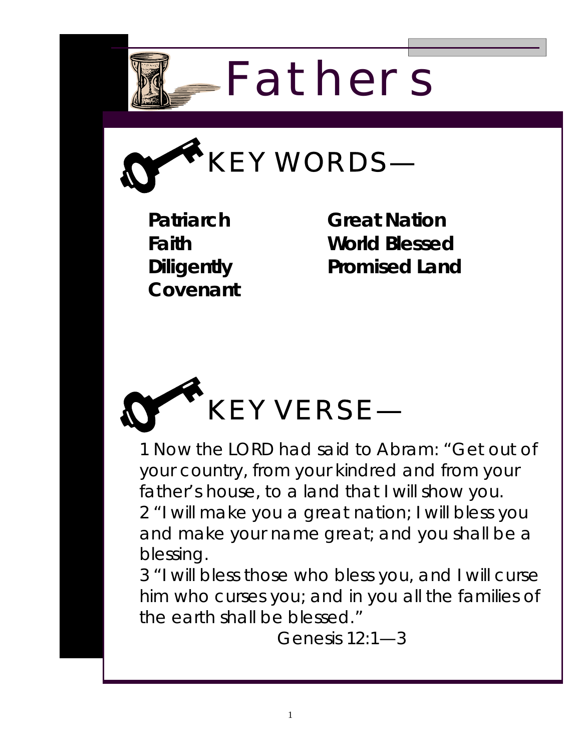# Fathers

## KEY WORDS—

**Patriarch**
**Faith**
**Diligently**
**Covenant**

**Great Nation**
**World Blessed**
**Promised Land**

## KEY VERSE—

1 Now the LORD had said to Abram: "Get out of your country, from your kindred and from your father's house, to a land that I will show you.
2 "I will make you a great nation; I will bless you and make your name great; and you shall be a blessing.
3 "I will bless those who bless you, and I will curse him who curses you; and in you all the families of the earth shall be blessed."

Genesis 12:1—3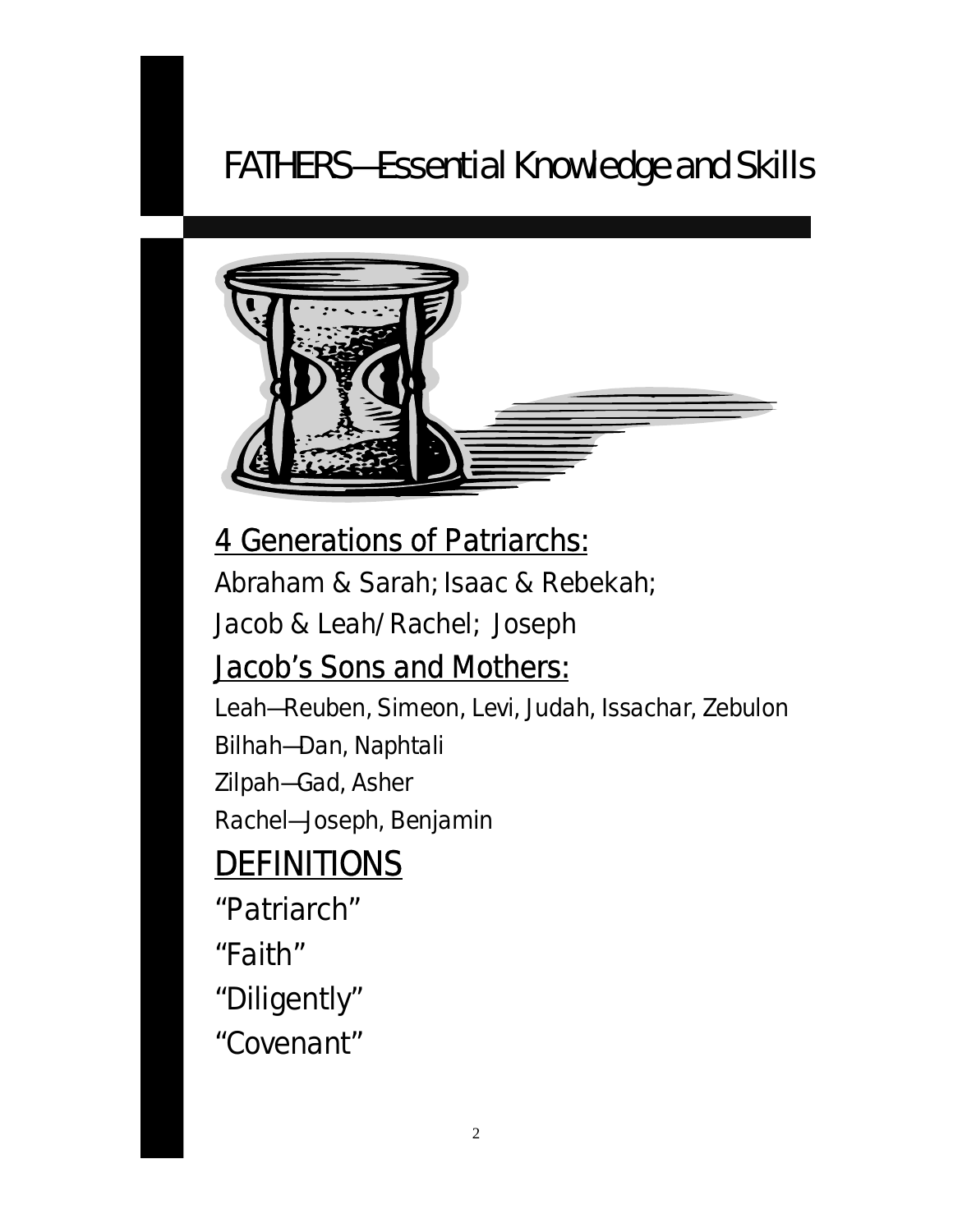# FATHERS—Essential Knowledge and Skills

## 4 Generations of Patriarchs:

Abraham & Sarah; Isaac & Rebekah;

Jacob & Leah/Rachel; Joseph

## Jacob's Sons and Mothers:

Leah—Reuben, Simeon, Levi, Judah, Issachar, Zebulon

Bilhah—Dan, Naphtali

Zilpah—Gad, Asher

Rachel—Joseph, Benjamin

## DEFINITIONS

"Patriarch"

"Faith"

"Diligently"

"Covenant"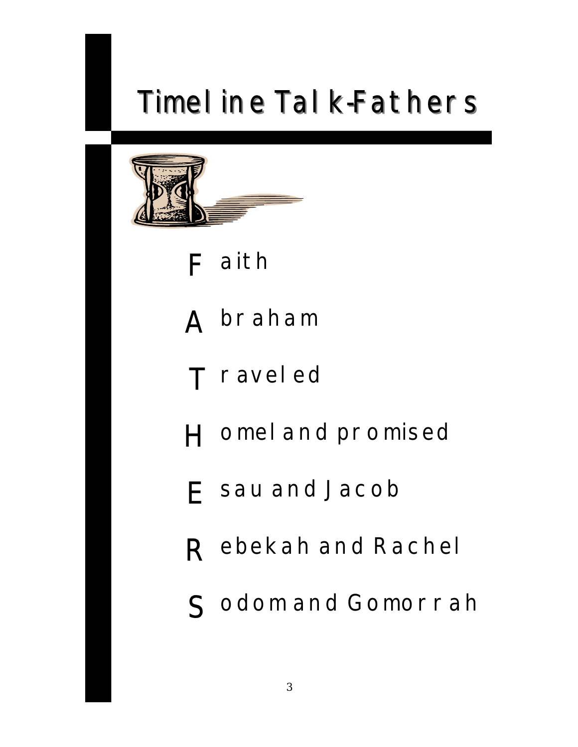# Timeline Talk-Fathers

**F** aith

**A** braham

**T** raveled

**H** omeland promised

**E** sau and Jacob

**R** ebekah and Rachel

**S** odom and Gomorrah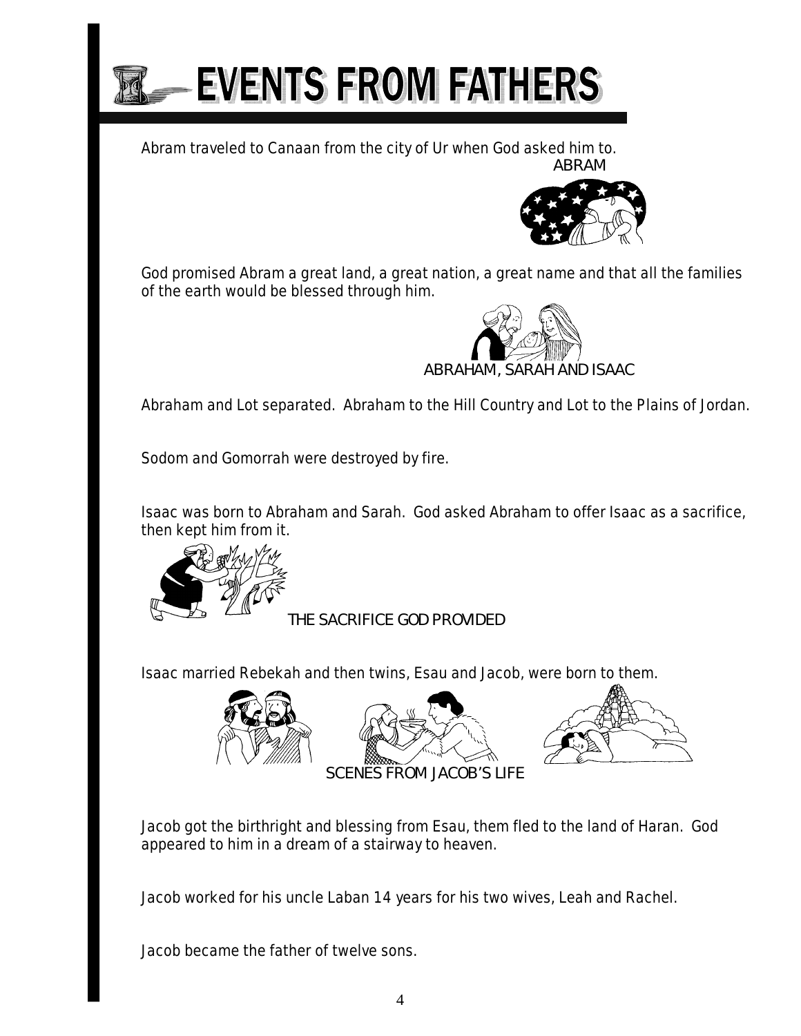# EVENTS FROM FATHERS

Abram traveled to Canaan from the city of Ur when God asked him to.

ABRAM

God promised Abram a great land, a great nation, a great name and that all the families of the earth would be blessed through him.

ABRAHAM, SARAH AND ISAAC

Abraham and Lot separated. Abraham to the Hill Country and Lot to the Plains of Jordan.

Sodom and Gomorrah were destroyed by fire.

Isaac was born to Abraham and Sarah. God asked Abraham to offer Isaac as a sacrifice, then kept him from it.

THE SACRIFICE GOD PROVIDED

Isaac married Rebekah and then twins, Esau and Jacob, were born to them.

SCENES FROM JACOB'S LIFE

Jacob got the birthright and blessing from Esau, them fled to the land of Haran. God appeared to him in a dream of a stairway to heaven.

Jacob worked for his uncle Laban 14 years for his two wives, Leah and Rachel.

Jacob became the father of twelve sons.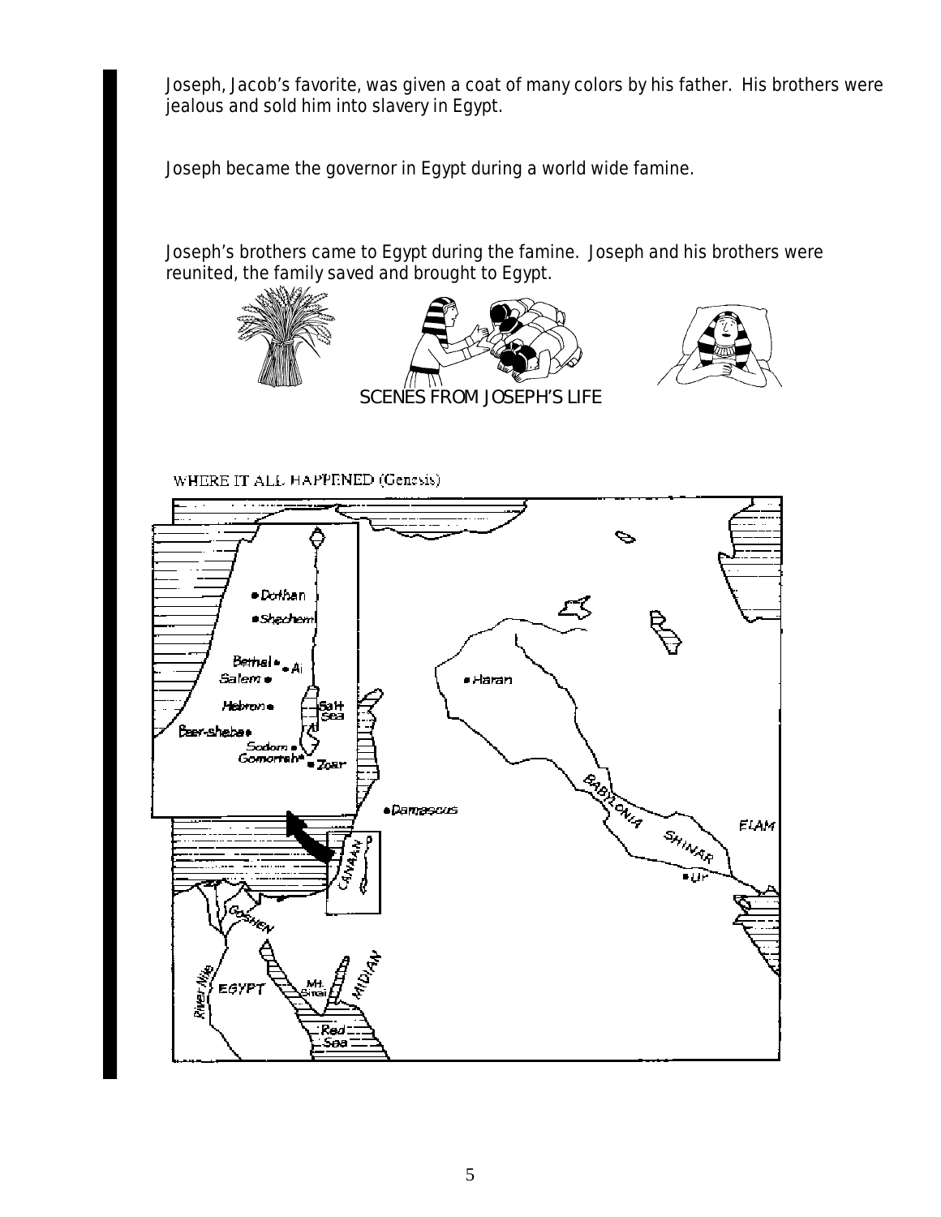Joseph, Jacob's favorite, was given a coat of many colors by his father. His brothers were jealous and sold him into slavery in Egypt.

Joseph became the governor in Egypt during a world wide famine.

Joseph's brothers came to Egypt during the famine. Joseph and his brothers were reunited, the family saved and brought to Egypt.

SCENES FROM JOSEPH'S LIFE

WHERE IT ALL HAPPENED (Genesis)

Dothan
Shechem
Bethel
Ai
Salem
Hebron
Salt Sea
Beer-sheba
Sodom
Gomorrah
Zoar
Haran
Damascus
BABYLONIA
SHINAR
ELAM
Ur
CANAAN
GOSHEN
EGYPT
River Nile
Mt. Sinai
MIDIAN
Red Sea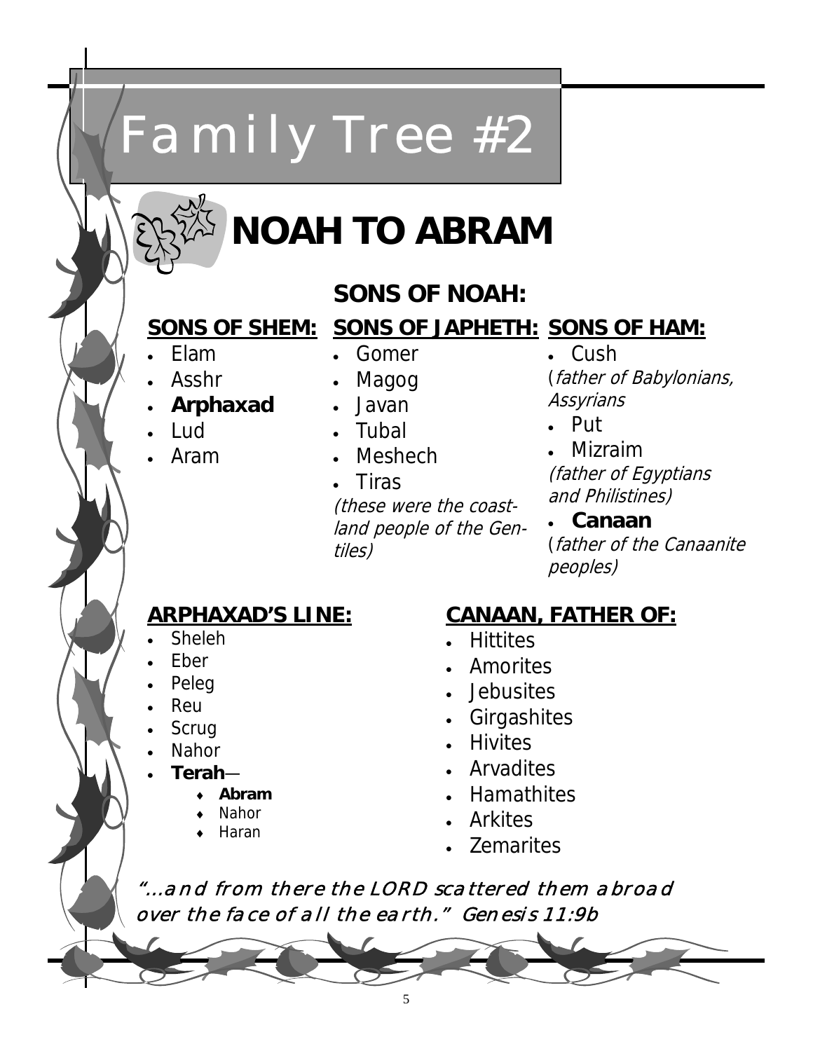# Family Tree #2

## NOAH TO ABRAM

### SONS OF NOAH:

#### SONS OF SHEM:

- Elam
- Asshr
- **Arphaxad**
- Lud
- Aram

#### SONS OF JAPHETH:

- Gomer
- Magog
- Javan
- Tubal
- Meshech
- Tiras

*(these were the coast-land people of the Gentiles)*

#### SONS OF HAM:

- Cush

(*father of Babylonians, Assyrians*

- Put
- Mizraim

*(father of Egyptians and Philistines)*

- **Canaan**

(*father of the Canaanite peoples)*

#### ARPHAXAD'S LINE:

- Sheleh
- Eber
- Peleg
- Reu
- Scrug
- Nahor
- **Terah**—
    - **Abram**
    - Nahor
    - Haran

#### CANAAN, FATHER OF:

- Hittites
- Amorites
- Jebusites
- Girgashites
- Hivites
- Arvadites
- Hamathites
- Arkites
- Zemarites

*"...and from there the LORD scattered them abroad over the face of all the earth." Genesis 11:9b*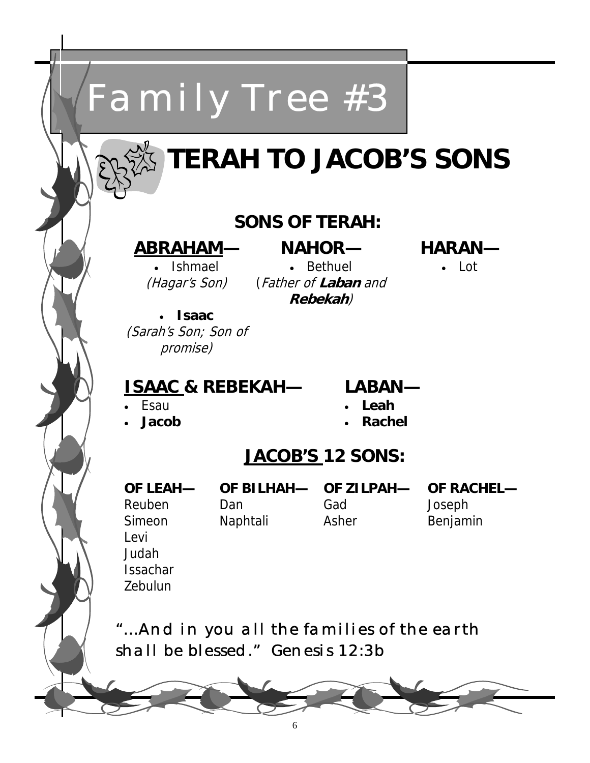# Family Tree #3

## TERAH TO JACOB'S SONS

### SONS OF TERAH:

**ABRAHAM—**

- Ishmael *(Hagar's Son)*
- **Isaac** *(Sarah's Son; Son of promise)*

**NAHOR—**

- Bethuel *(Father of **Laban** and **Rebekah**)*

**HARAN—**

- Lot

### ISAAC & REBEKAH—

- Esau
- **Jacob**

### LABAN—

- **Leah**
- **Rachel**

### JACOB'S 12 SONS:

**OF LEAH—**
Reuben
Simeon
Levi
Judah
Issachar
Zebulun

**OF BILHAH—**
Dan
Naphtali

**OF ZILPAH—**
Gad
Asher

**OF RACHEL—**
Joseph
Benjamin

*"…And in you all the families of the earth shall be blessed." Genesis 12:3b*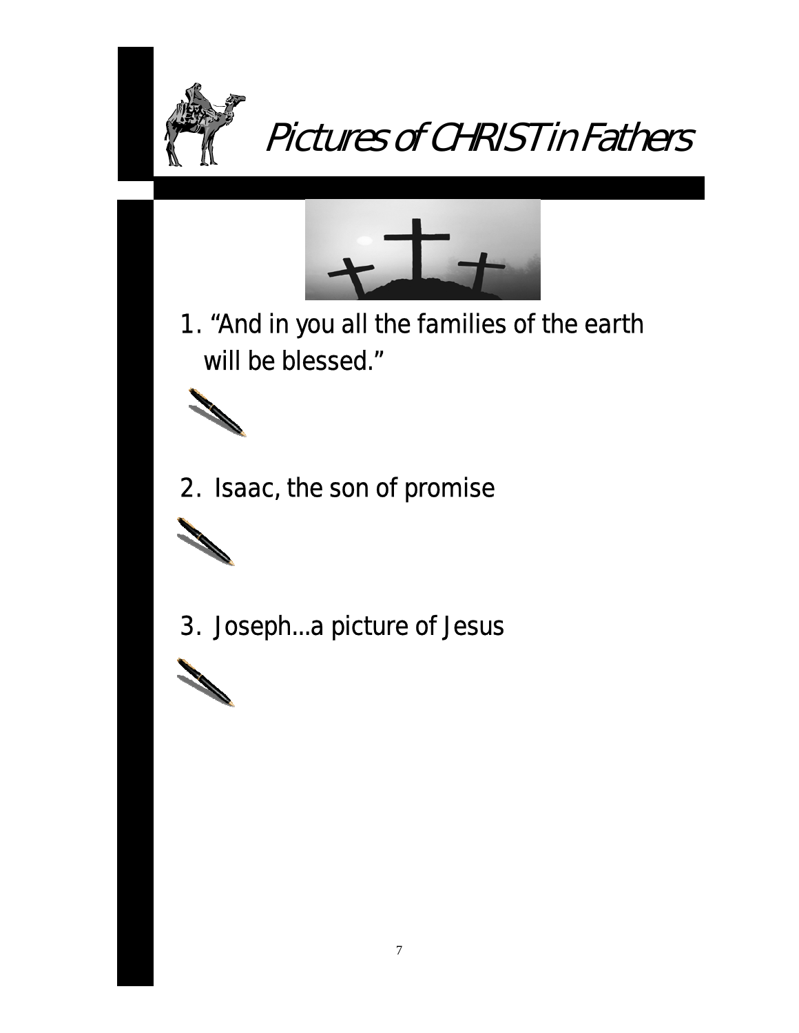# Pictures of CHRIST in Fathers

1. "And in you all the families of the earth will be blessed."

2. Isaac, the son of promise

3. Joseph...a picture of Jesus